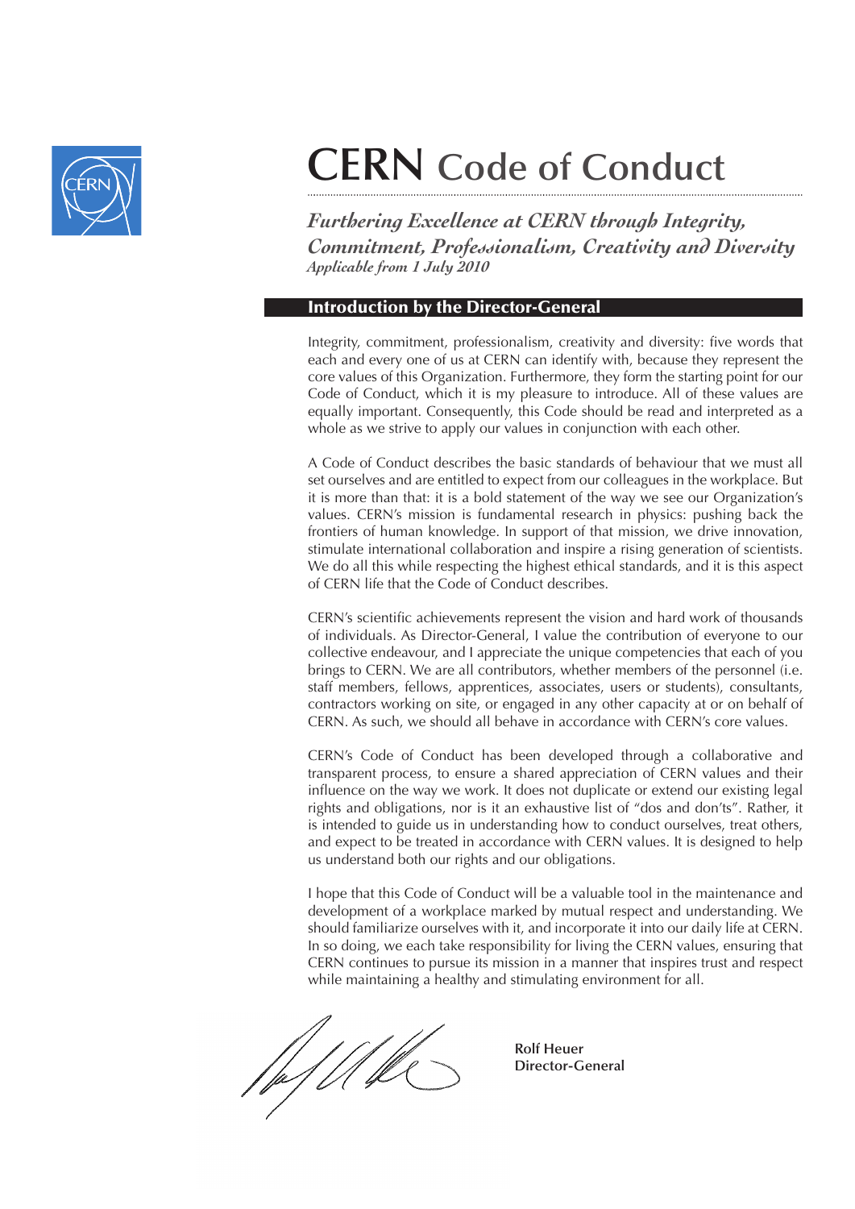# CERN Code of Conduct

*Furthering Excellence at CERN through Integrity, Commitment, Professionalism, Creativity and Diversity*
*Applicable from 1 July 2010*

## Introduction by the Director-General

Integrity, commitment, professionalism, creativity and diversity: five words that each and every one of us at CERN can identify with, because they represent the core values of this Organization. Furthermore, they form the starting point for our Code of Conduct, which it is my pleasure to introduce. All of these values are equally important. Consequently, this Code should be read and interpreted as a whole as we strive to apply our values in conjunction with each other.

A Code of Conduct describes the basic standards of behaviour that we must all set ourselves and are entitled to expect from our colleagues in the workplace. But it is more than that: it is a bold statement of the way we see our Organization's values. CERN's mission is fundamental research in physics: pushing back the frontiers of human knowledge. In support of that mission, we drive innovation, stimulate international collaboration and inspire a rising generation of scientists. We do all this while respecting the highest ethical standards, and it is this aspect of CERN life that the Code of Conduct describes.

CERN's scientific achievements represent the vision and hard work of thousands of individuals. As Director-General, I value the contribution of everyone to our collective endeavour, and I appreciate the unique competencies that each of you brings to CERN. We are all contributors, whether members of the personnel (i.e. staff members, fellows, apprentices, associates, users or students), consultants, contractors working on site, or engaged in any other capacity at or on behalf of CERN. As such, we should all behave in accordance with CERN's core values.

CERN's Code of Conduct has been developed through a collaborative and transparent process, to ensure a shared appreciation of CERN values and their influence on the way we work. It does not duplicate or extend our existing legal rights and obligations, nor is it an exhaustive list of "dos and don'ts". Rather, it is intended to guide us in understanding how to conduct ourselves, treat others, and expect to be treated in accordance with CERN values. It is designed to help us understand both our rights and our obligations.

I hope that this Code of Conduct will be a valuable tool in the maintenance and development of a workplace marked by mutual respect and understanding. We should familiarize ourselves with it, and incorporate it into our daily life at CERN. In so doing, we each take responsibility for living the CERN values, ensuring that CERN continues to pursue its mission in a manner that inspires trust and respect while maintaining a healthy and stimulating environment for all.

**Rolf Heuer**
**Director-General**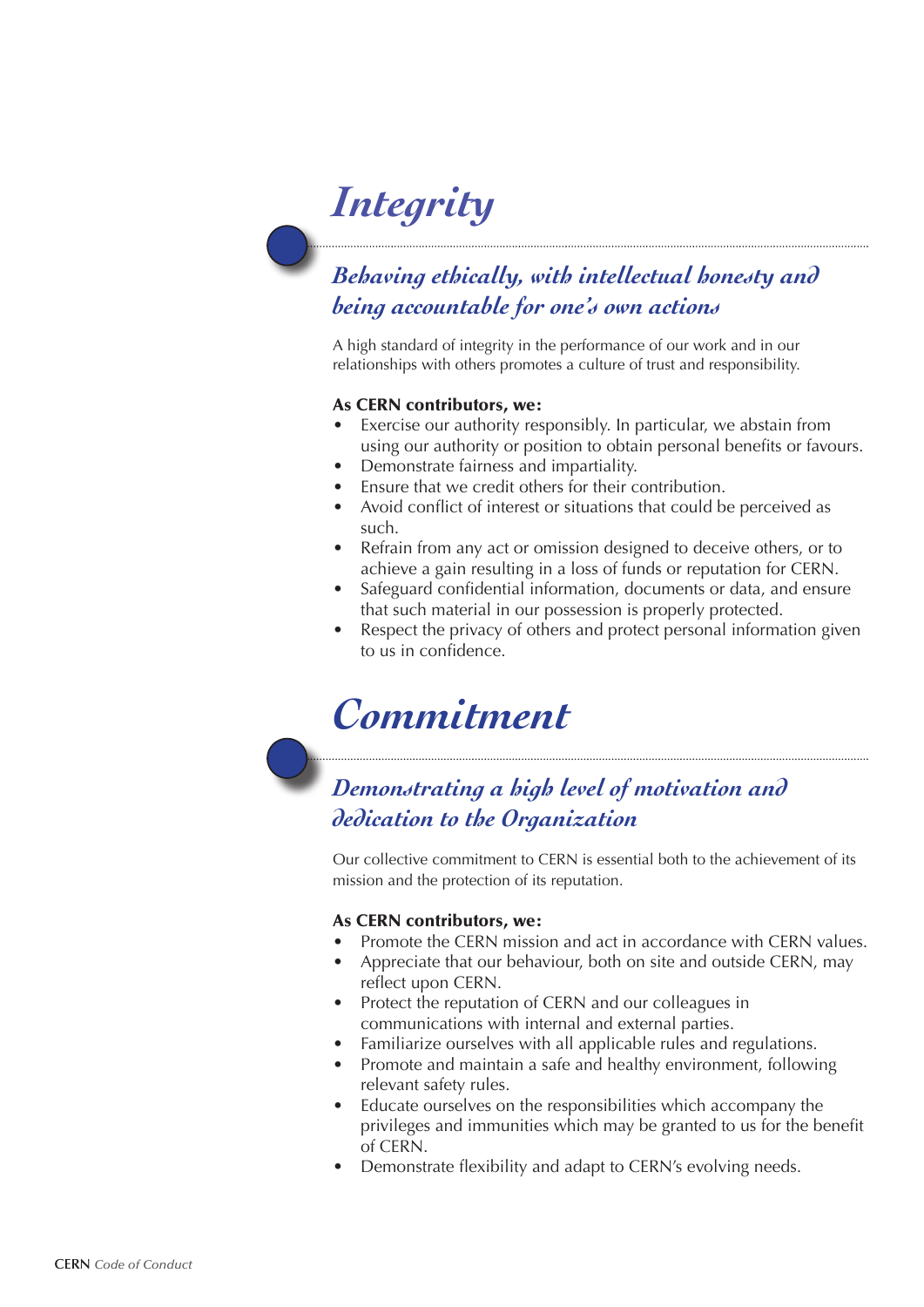# *Integrity*

## *Behaving ethically, with intellectual honesty and being accountable for one's own actions*

A high standard of integrity in the performance of our work and in our relationships with others promotes a culture of trust and responsibility.

**As CERN contributors, we:**

- Exercise our authority responsibly. In particular, we abstain from using our authority or position to obtain personal benefits or favours.
- Demonstrate fairness and impartiality.
- Ensure that we credit others for their contribution.
- Avoid conflict of interest or situations that could be perceived as such.
- Refrain from any act or omission designed to deceive others, or to achieve a gain resulting in a loss of funds or reputation for CERN.
- Safeguard confidential information, documents or data, and ensure that such material in our possession is properly protected.
- Respect the privacy of others and protect personal information given to us in confidence.

# *Commitment*

## *Demonstrating a high level of motivation and dedication to the Organization*

Our collective commitment to CERN is essential both to the achievement of its mission and the protection of its reputation.

**As CERN contributors, we:**

- Promote the CERN mission and act in accordance with CERN values.
- Appreciate that our behaviour, both on site and outside CERN, may reflect upon CERN.
- Protect the reputation of CERN and our colleagues in communications with internal and external parties.
- Familiarize ourselves with all applicable rules and regulations.
- Promote and maintain a safe and healthy environment, following relevant safety rules.
- Educate ourselves on the responsibilities which accompany the privileges and immunities which may be granted to us for the benefit of CERN.
- Demonstrate flexibility and adapt to CERN's evolving needs.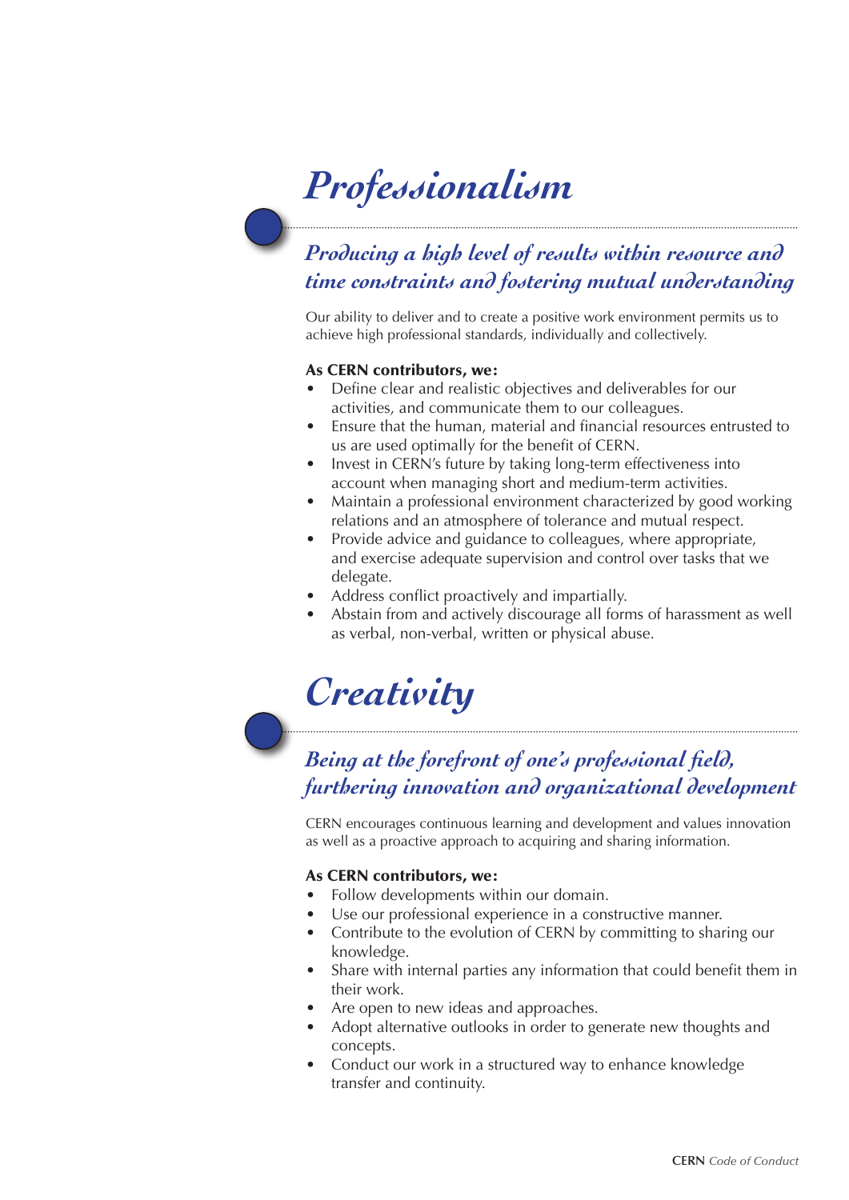# Professionalism

## Producing a high level of results within resource and time constraints and fostering mutual understanding

Our ability to deliver and to create a positive work environment permits us to achieve high professional standards, individually and collectively.

**As CERN contributors, we:**

- Define clear and realistic objectives and deliverables for our activities, and communicate them to our colleagues.
- Ensure that the human, material and financial resources entrusted to us are used optimally for the benefit of CERN.
- Invest in CERN's future by taking long-term effectiveness into account when managing short and medium-term activities.
- Maintain a professional environment characterized by good working relations and an atmosphere of tolerance and mutual respect.
- Provide advice and guidance to colleagues, where appropriate, and exercise adequate supervision and control over tasks that we delegate.
- Address conflict proactively and impartially.
- Abstain from and actively discourage all forms of harassment as well as verbal, non-verbal, written or physical abuse.

# Creativity

## Being at the forefront of one's professional field, furthering innovation and organizational development

CERN encourages continuous learning and development and values innovation as well as a proactive approach to acquiring and sharing information.

**As CERN contributors, we:**

- Follow developments within our domain.
- Use our professional experience in a constructive manner.
- Contribute to the evolution of CERN by committing to sharing our knowledge.
- Share with internal parties any information that could benefit them in their work.
- Are open to new ideas and approaches.
- Adopt alternative outlooks in order to generate new thoughts and concepts.
- Conduct our work in a structured way to enhance knowledge transfer and continuity.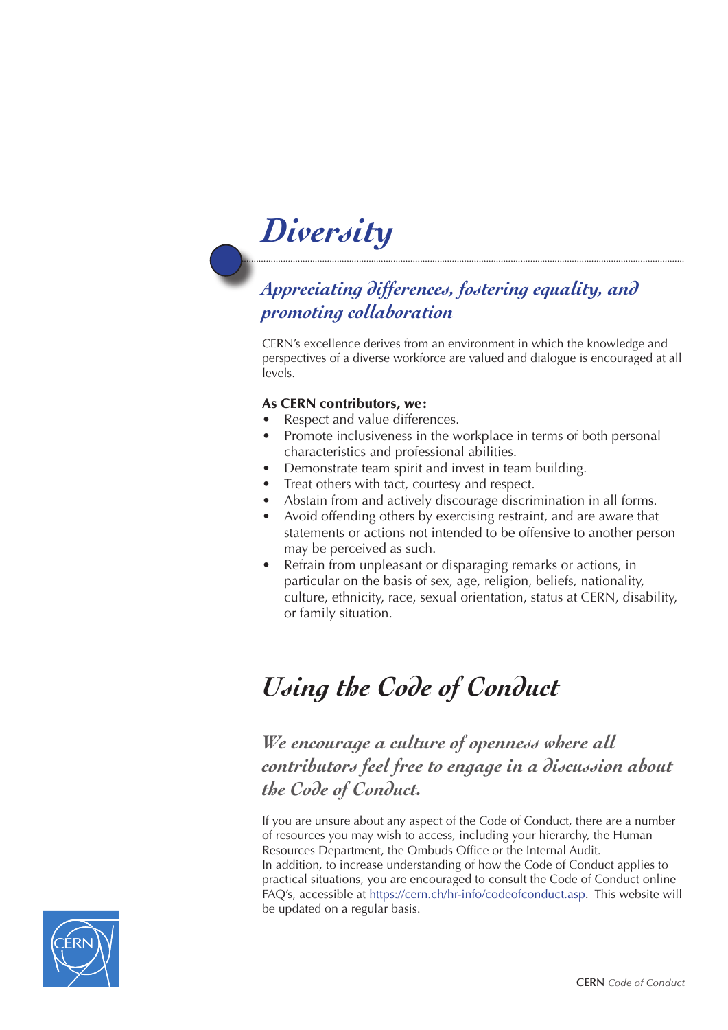# *Diversity*

## *Appreciating differences, fostering equality, and promoting collaboration*

CERN's excellence derives from an environment in which the knowledge and perspectives of a diverse workforce are valued and dialogue is encouraged at all levels.

**As CERN contributors, we:**

- Respect and value differences.
- Promote inclusiveness in the workplace in terms of both personal characteristics and professional abilities.
- Demonstrate team spirit and invest in team building.
- Treat others with tact, courtesy and respect.
- Abstain from and actively discourage discrimination in all forms.
- Avoid offending others by exercising restraint, and are aware that statements or actions not intended to be offensive to another person may be perceived as such.
- Refrain from unpleasant or disparaging remarks or actions, in particular on the basis of sex, age, religion, beliefs, nationality, culture, ethnicity, race, sexual orientation, status at CERN, disability, or family situation.

# *Using the Code of Conduct*

## *We encourage a culture of openness where all contributors feel free to engage in a discussion about the Code of Conduct.*

If you are unsure about any aspect of the Code of Conduct, there are a number of resources you may wish to access, including your hierarchy, the Human Resources Department, the Ombuds Office or the Internal Audit.
In addition, to increase understanding of how the Code of Conduct applies to practical situations, you are encouraged to consult the Code of Conduct online FAQ's, accessible at https://cern.ch/hr-info/codeofconduct.asp. This website will be updated on a regular basis.